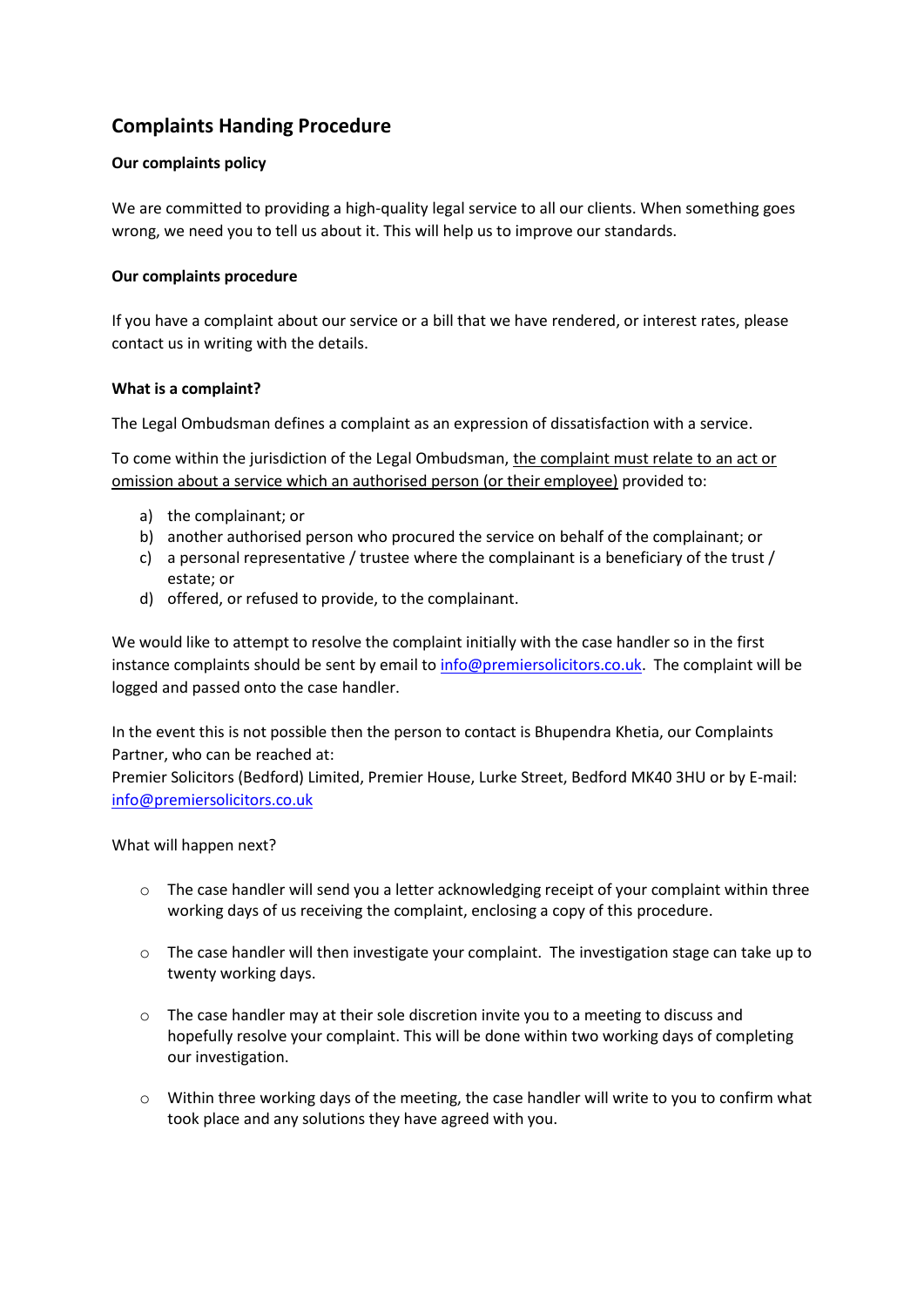# Complaints Handing Procedure

**Our complaints policy**

We are committed to providing a high-quality legal service to all our clients. When something goes wrong, we need you to tell us about it. This will help us to improve our standards.

**Our complaints procedure**

If you have a complaint about our service or a bill that we have rendered, or interest rates, please contact us in writing with the details.

**What is a complaint?**

The Legal Ombudsman defines a complaint as an expression of dissatisfaction with a service.

To come within the jurisdiction of the Legal Ombudsman, the complaint must relate to an act or omission about a service which an authorised person (or their employee) provided to:

a) the complainant; or
b) another authorised person who procured the service on behalf of the complainant; or
c) a personal representative / trustee where the complainant is a beneficiary of the trust / estate; or
d) offered, or refused to provide, to the complainant.

We would like to attempt to resolve the complaint initially with the case handler so in the first instance complaints should be sent by email to info@premiersolicitors.co.uk. The complaint will be logged and passed onto the case handler.

In the event this is not possible then the person to contact is Bhupendra Khetia, our Complaints Partner, who can be reached at:
Premier Solicitors (Bedford) Limited, Premier House, Lurke Street, Bedford MK40 3HU or by E-mail: info@premiersolicitors.co.uk

What will happen next?

- The case handler will send you a letter acknowledging receipt of your complaint within three working days of us receiving the complaint, enclosing a copy of this procedure.
- The case handler will then investigate your complaint. The investigation stage can take up to twenty working days.
- The case handler may at their sole discretion invite you to a meeting to discuss and hopefully resolve your complaint. This will be done within two working days of completing our investigation.
- Within three working days of the meeting, the case handler will write to you to confirm what took place and any solutions they have agreed with you.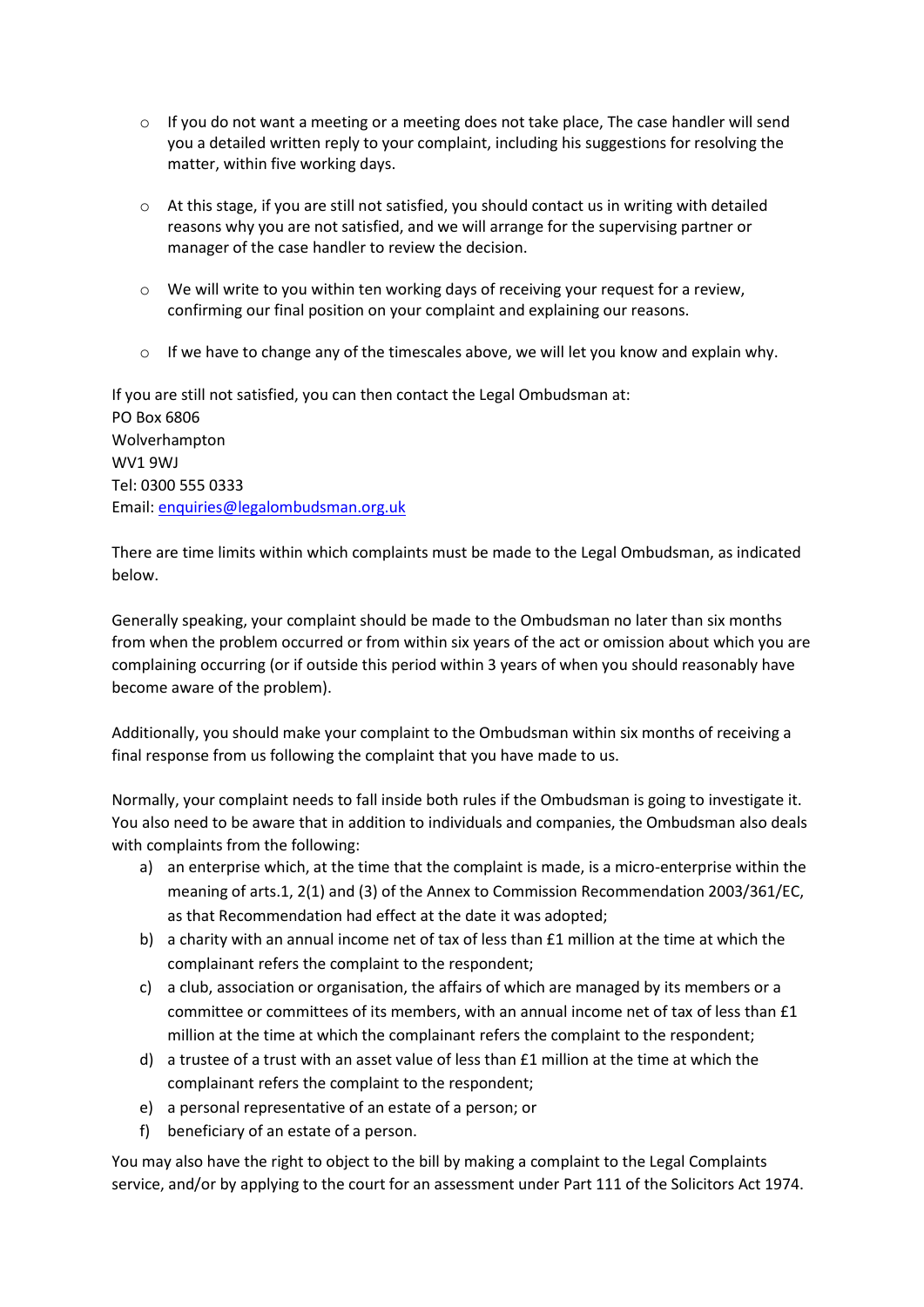- If you do not want a meeting or a meeting does not take place, The case handler will send you a detailed written reply to your complaint, including his suggestions for resolving the matter, within five working days.

- At this stage, if you are still not satisfied, you should contact us in writing with detailed reasons why you are not satisfied, and we will arrange for the supervising partner or manager of the case handler to review the decision.

- We will write to you within ten working days of receiving your request for a review, confirming our final position on your complaint and explaining our reasons.

- If we have to change any of the timescales above, we will let you know and explain why.

If you are still not satisfied, you can then contact the Legal Ombudsman at:
PO Box 6806
Wolverhampton
WV1 9WJ
Tel: 0300 555 0333
Email: enquiries@legalombudsman.org.uk

There are time limits within which complaints must be made to the Legal Ombudsman, as indicated below.

Generally speaking, your complaint should be made to the Ombudsman no later than six months from when the problem occurred or from within six years of the act or omission about which you are complaining occurring (or if outside this period within 3 years of when you should reasonably have become aware of the problem).

Additionally, you should make your complaint to the Ombudsman within six months of receiving a final response from us following the complaint that you have made to us.

Normally, your complaint needs to fall inside both rules if the Ombudsman is going to investigate it. You also need to be aware that in addition to individuals and companies, the Ombudsman also deals with complaints from the following:

a) an enterprise which, at the time that the complaint is made, is a micro-enterprise within the meaning of arts.1, 2(1) and (3) of the Annex to Commission Recommendation 2003/361/EC, as that Recommendation had effect at the date it was adopted;
b) a charity with an annual income net of tax of less than £1 million at the time at which the complainant refers the complaint to the respondent;
c) a club, association or organisation, the affairs of which are managed by its members or a committee or committees of its members, with an annual income net of tax of less than £1 million at the time at which the complainant refers the complaint to the respondent;
d) a trustee of a trust with an asset value of less than £1 million at the time at which the complainant refers the complaint to the respondent;
e) a personal representative of an estate of a person; or
f) beneficiary of an estate of a person.

You may also have the right to object to the bill by making a complaint to the Legal Complaints service, and/or by applying to the court for an assessment under Part 111 of the Solicitors Act 1974.